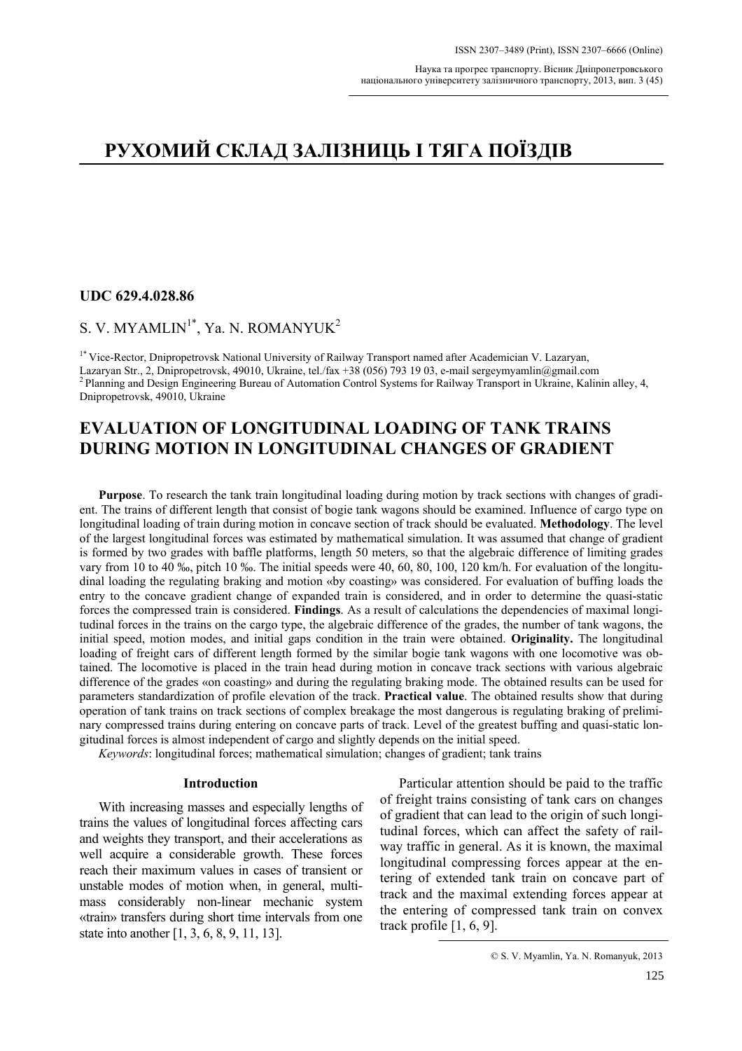# РУХОМИЙ СКЛАД ЗАЛІЗНИЦЬ І ТЯГА ПОЇЗДІВ

**UDC 629.4.028.86**

S. V. MYAMLIN[1*], Ya. N. ROMANYUK[2]

[1*] Vice-Rector, Dnipropetrovsk National University of Railway Transport named after Academician V. Lazaryan, Lazaryan Str., 2, Dnipropetrovsk, 49010, Ukraine, tel./fax +38 (056) 793 19 03, e-mail sergeymyamlin@gmail.com

[2] Planning and Design Engineering Bureau of Automation Control Systems for Railway Transport in Ukraine, Kalinin alley, 4, Dnipropetrovsk, 49010, Ukraine

## EVALUATION OF LONGITUDINAL LOADING OF TANK TRAINS DURING MOTION IN LONGITUDINAL CHANGES OF GRADIENT

**Purpose**. To research the tank train longitudinal loading during motion by track sections with changes of gradient. The trains of different length that consist of bogie tank wagons should be examined. Influence of cargo type on longitudinal loading of train during motion in concave section of track should be evaluated. **Methodology**. The level of the largest longitudinal forces was estimated by mathematical simulation. It was assumed that change of gradient is formed by two grades with baffle platforms, length 50 meters, so that the algebraic difference of limiting grades vary from 10 to 40 ‰, pitch 10 ‰. The initial speeds were 40, 60, 80, 100, 120 km/h. For evaluation of the longitudinal loading the regulating braking and motion «by coasting» was considered. For evaluation of buffing loads the entry to the concave gradient change of expanded train is considered, and in order to determine the quasi-static forces the compressed train is considered. **Findings**. As a result of calculations the dependencies of maximal longitudinal forces in the trains on the cargo type, the algebraic difference of the grades, the number of tank wagons, the initial speed, motion modes, and initial gaps condition in the train were obtained. **Originality.** The longitudinal loading of freight cars of different length formed by the similar bogie tank wagons with one locomotive was obtained. The locomotive is placed in the train head during motion in concave track sections with various algebraic difference of the grades «on coasting» and during the regulating braking mode. The obtained results can be used for parameters standardization of profile elevation of the track. **Practical value**. The obtained results show that during operation of tank trains on track sections of complex breakage the most dangerous is regulating braking of preliminary compressed trains during entering on concave parts of track. Level of the greatest buffing and quasi-static longitudinal forces is almost independent of cargo and slightly depends on the initial speed.

*Keywords*: longitudinal forces; mathematical simulation; changes of gradient; tank trains

### Introduction

With increasing masses and especially lengths of trains the values of longitudinal forces affecting cars and weights they transport, and their accelerations as well acquire a considerable growth. These forces reach their maximum values in cases of transient or unstable modes of motion when, in general, multi-mass considerably non-linear mechanic system «train» transfers during short time intervals from one state into another [1, 3, 6, 8, 9, 11, 13].

Particular attention should be paid to the traffic of freight trains consisting of tank cars on changes of gradient that can lead to the origin of such longitudinal forces, which can affect the safety of railway traffic in general. As it is known, the maximal longitudinal compressing forces appear at the entering of extended tank train on concave part of track and the maximal extending forces appear at the entering of compressed tank train on convex track profile [1, 6, 9].

© S. V. Myamlin, Ya. N. Romanyuk, 2013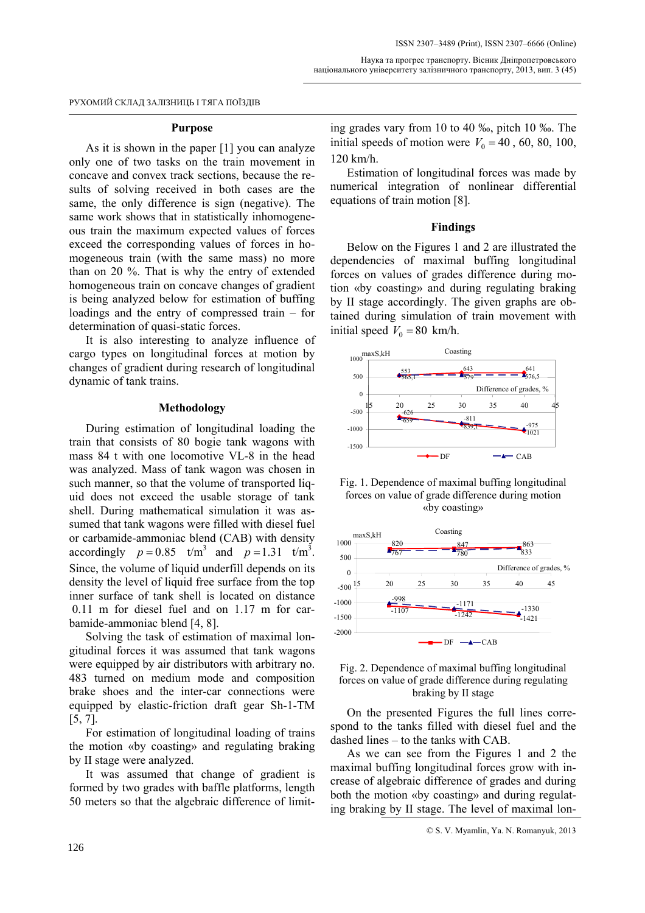## Purpose

As it is shown in the paper [1] you can analyze only one of two tasks on the train movement in concave and convex track sections, because the results of solving received in both cases are the same, the only difference is sign (negative). The same work shows that in statistically inhomogeneous train the maximum expected values of forces exceed the corresponding values of forces in homogeneous train (with the same mass) no more than on 20 %. That is why the entry of extended homogeneous train on concave changes of gradient is being analyzed below for estimation of buffing loadings and the entry of compressed train – for determination of quasi-static forces.

It is also interesting to analyze influence of cargo types on longitudinal forces at motion by changes of gradient during research of longitudinal dynamic of tank trains.

## Methodology

During estimation of longitudinal loading the train that consists of 80 bogie tank wagons with mass 84 t with one locomotive VL-8 in the head was analyzed. Mass of tank wagon was chosen in such manner, so that the volume of transported liquid does not exceed the usable storage of tank shell. During mathematical simulation it was assumed that tank wagons were filled with diesel fuel or carbamide-ammoniac blend (CAB) with density accordingly $p = 0.85$ t/m$^3$ and $p = 1.31$ t/m$^3$. Since, the volume of liquid underfill depends on its density the level of liquid free surface from the top inner surface of tank shell is located on distance 0.11 m for diesel fuel and on 1.17 m for carbamide-ammoniac blend [4, 8].

Solving the task of estimation of maximal longitudinal forces it was assumed that tank wagons were equipped by air distributors with arbitrary no. 483 turned on medium mode and composition brake shoes and the inter-car connections were equipped by elastic-friction draft gear Sh-1-TM [5, 7].

For estimation of longitudinal loading of trains the motion «by coasting» and regulating braking by II stage were analyzed.

It was assumed that change of gradient is formed by two grades with baffle platforms, length 50 meters so that the algebraic difference of limiting grades vary from 10 to 40 ‰, pitch 10 ‰. The initial speeds of motion were $V_0 = 40$, 60, 80, 100, 120 km/h.

Estimation of longitudinal forces was made by numerical integration of nonlinear differential equations of train motion [8].

## Findings

Below on the Figures 1 and 2 are illustrated the dependencies of maximal buffing longitudinal forces on values of grades difference during motion «by coasting» and during regulating braking by II stage accordingly. The given graphs are obtained during simulation of train movement with initial speed $V_0 = 80$ km/h.

Fig. 1. Dependence of maximal buffing longitudinal forces on value of grade difference during motion «by coasting»

Fig. 2. Dependence of maximal buffing longitudinal forces on value of grade difference during regulating braking by II stage

On the presented Figures the full lines correspond to the tanks filled with diesel fuel and the dashed lines – to the tanks with CAB.

As we can see from the Figures 1 and 2 the maximal buffing longitudinal forces grow with increase of algebraic difference of grades and during both the motion «by coasting» and during regulating braking by II stage. The level of maximal lon-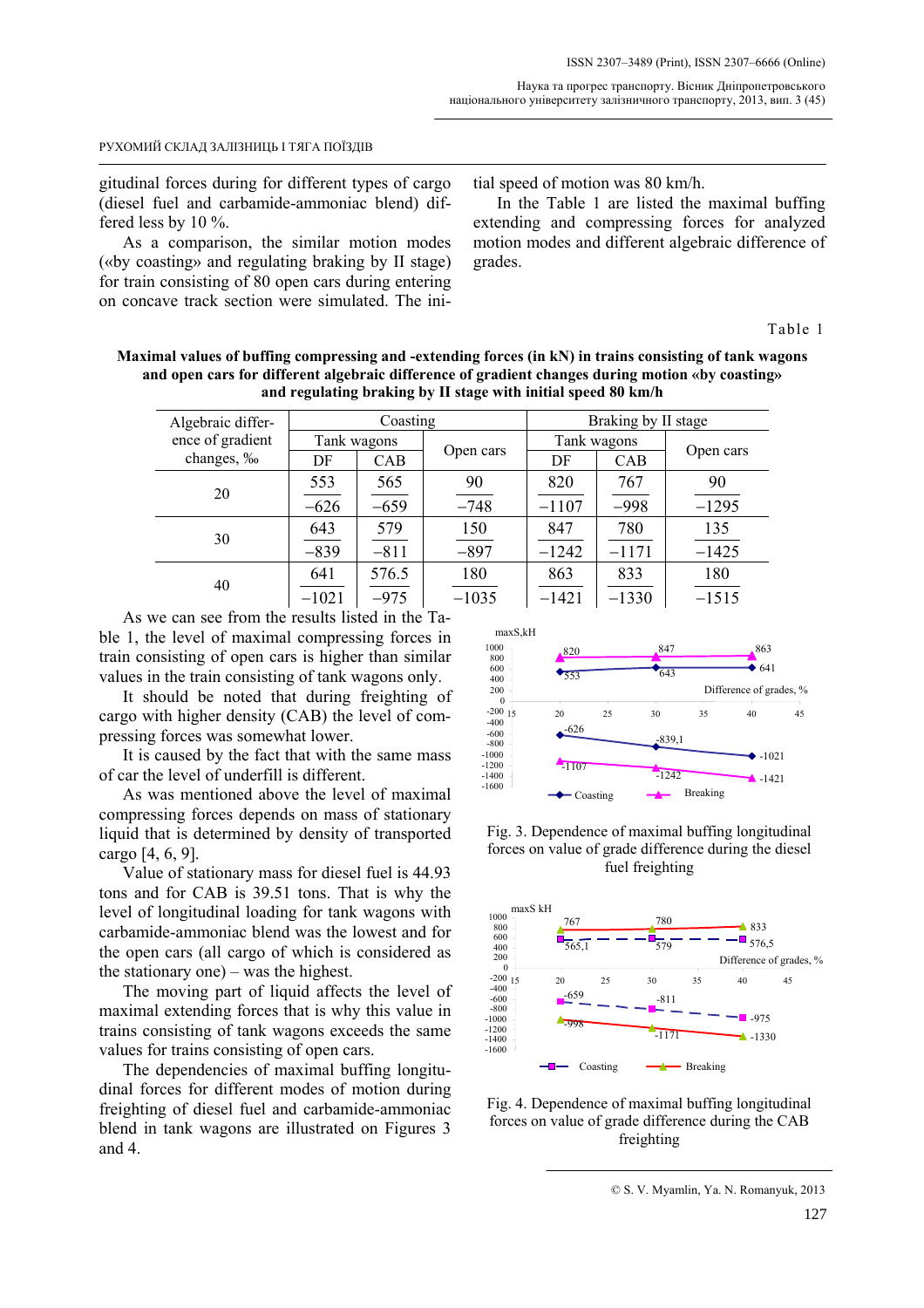gitudinal forces during for different types of cargo (diesel fuel and carbamide-ammoniac blend) differed less by 10 %.

As a comparison, the similar motion modes («by coasting» and regulating braking by II stage) for train consisting of 80 open cars during entering on concave track section were simulated. The initial speed of motion was 80 km/h.

In the Table 1 are listed the maximal buffing extending and compressing forces for analyzed motion modes and different algebraic difference of grades.

Table 1

**Maximal values of buffing compressing and -extending forces (in kN) in trains consisting of tank wagons and open cars for different algebraic difference of gradient changes during motion «by coasting» and regulating braking by II stage with initial speed 80 km/h**

| Algebraic difference of gradient changes, ‰ | Coasting | | | Braking by II stage | | |
|---|---|---|---|---|---|---|
| | Tank wagons | | Open cars | Tank wagons | | Open cars |
| | DF | CAB | | DF | CAB | |
| 20 | 553 / –626 | 565 / –659 | 90 / –748 | 820 / –1107 | 767 / –998 | 90 / –1295 |
| 30 | 643 / –839 | 579 / –811 | 150 / –897 | 847 / –1242 | 780 / –1171 | 135 / –1425 |
| 40 | 641 / –1021 | 576.5 / –975 | 180 / –1035 | 863 / –1421 | 833 / –1330 | 180 / –1515 |

As we can see from the results listed in the Table 1, the level of maximal compressing forces in train consisting of open cars is higher than similar values in the train consisting of tank wagons only.

It should be noted that during freighting of cargo with higher density (CAB) the level of compressing forces was somewhat lower.

It is caused by the fact that with the same mass of car the level of underfill is different.

As was mentioned above the level of maximal compressing forces depends on mass of stationary liquid that is determined by density of transported cargo [4, 6, 9].

Value of stationary mass for diesel fuel is 44.93 tons and for CAB is 39.51 tons. That is why the level of longitudinal loading for tank wagons with carbamide-ammoniac blend was the lowest and for the open cars (all cargo of which is considered as the stationary one) – was the highest.

The moving part of liquid affects the level of maximal extending forces that is why this value in trains consisting of tank wagons exceeds the same values for trains consisting of open cars.

The dependencies of maximal buffing longitudinal forces for different modes of motion during freighting of diesel fuel and carbamide-ammoniac blend in tank wagons are illustrated on Figures 3 and 4.

Fig. 3. Dependence of maximal buffing longitudinal forces on value of grade difference during the diesel fuel freighting

Fig. 4. Dependence of maximal buffing longitudinal forces on value of grade difference during the CAB freighting

© S. V. Myamlin, Ya. N. Romanyuk, 2013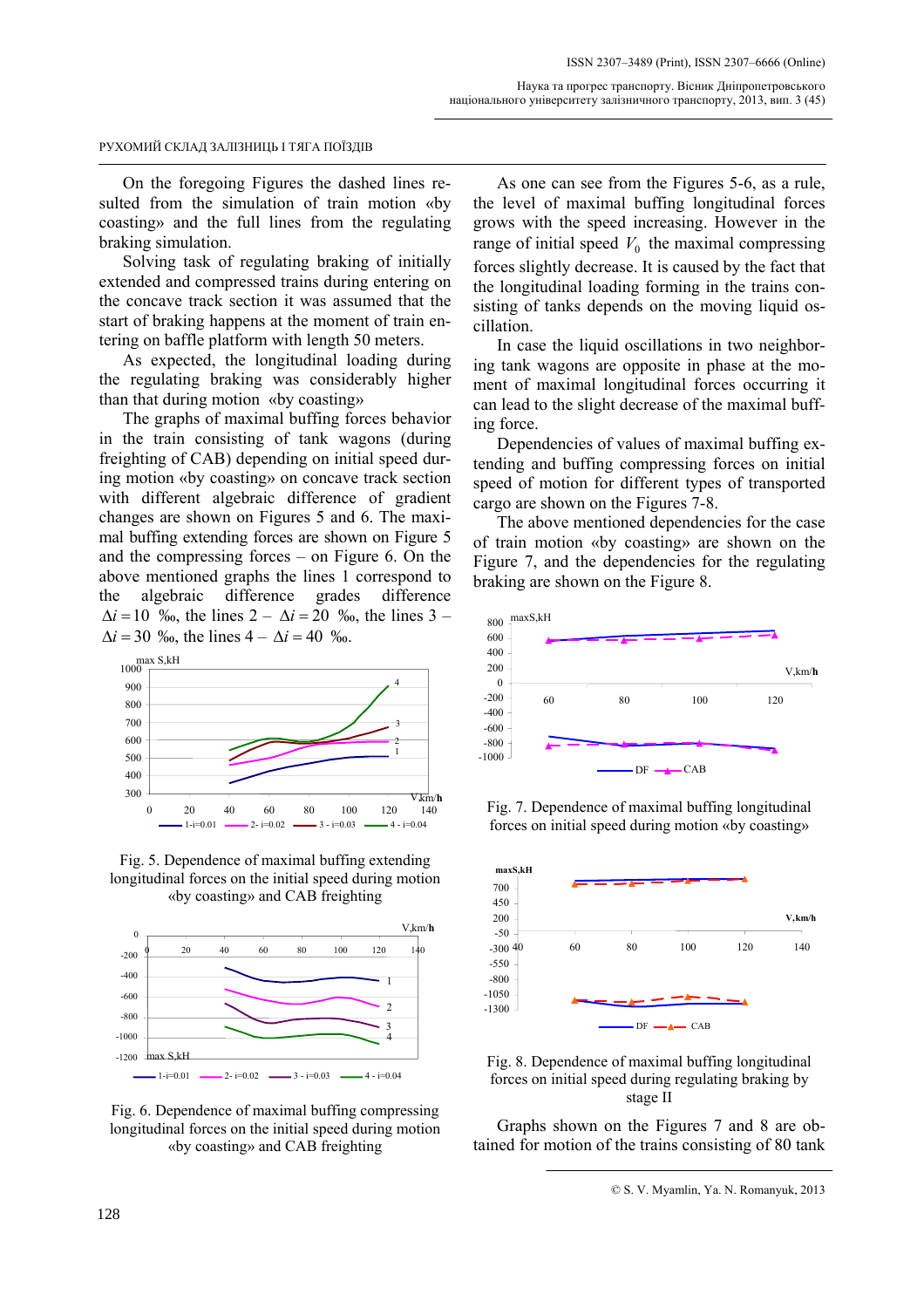РУХОМИЙ СКЛАД ЗАЛІЗНИЦЬ І ТЯГА ПОЇЗДІВ

On the foregoing Figures the dashed lines resulted from the simulation of train motion «by coasting» and the full lines from the regulating braking simulation.

Solving task of regulating braking of initially extended and compressed trains during entering on the concave track section it was assumed that the start of braking happens at the moment of train entering on baffle platform with length 50 meters.

As expected, the longitudinal loading during the regulating braking was considerably higher than that during motion «by coasting»

The graphs of maximal buffing forces behavior in the train consisting of tank wagons (during freighting of CAB) depending on initial speed during motion «by coasting» on concave track section with different algebraic difference of gradient changes are shown on Figures 5 and 6. The maximal buffing extending forces are shown on Figure 5 and the compressing forces – on Figure 6. On the above mentioned graphs the lines 1 correspond to the algebraic difference grades difference $\Delta i = 10$ ‰, the lines 2 – $\Delta i = 20$ ‰, the lines 3 – $\Delta i = 30$ ‰, the lines 4 – $\Delta i = 40$ ‰.

Fig. 5. Dependence of maximal buffing extending longitudinal forces on the initial speed during motion «by coasting» and CAB freighting

Fig. 6. Dependence of maximal buffing compressing longitudinal forces on the initial speed during motion «by coasting» and CAB freighting

As one can see from the Figures 5-6, as a rule, the level of maximal buffing longitudinal forces grows with the speed increasing. However in the range of initial speed $V_0$ the maximal compressing forces slightly decrease. It is caused by the fact that the longitudinal loading forming in the trains consisting of tanks depends on the moving liquid oscillation.

In case the liquid oscillations in two neighboring tank wagons are opposite in phase at the moment of maximal longitudinal forces occurring it can lead to the slight decrease of the maximal buffing force.

Dependencies of values of maximal buffing extending and buffing compressing forces on initial speed of motion for different types of transported cargo are shown on the Figures 7-8.

The above mentioned dependencies for the case of train motion «by coasting» are shown on the Figure 7, and the dependencies for the regulating braking are shown on the Figure 8.

Fig. 7. Dependence of maximal buffing longitudinal forces on initial speed during motion «by coasting»

Fig. 8. Dependence of maximal buffing longitudinal forces on initial speed during regulating braking by stage II

Graphs shown on the Figures 7 and 8 are obtained for motion of the trains consisting of 80 tank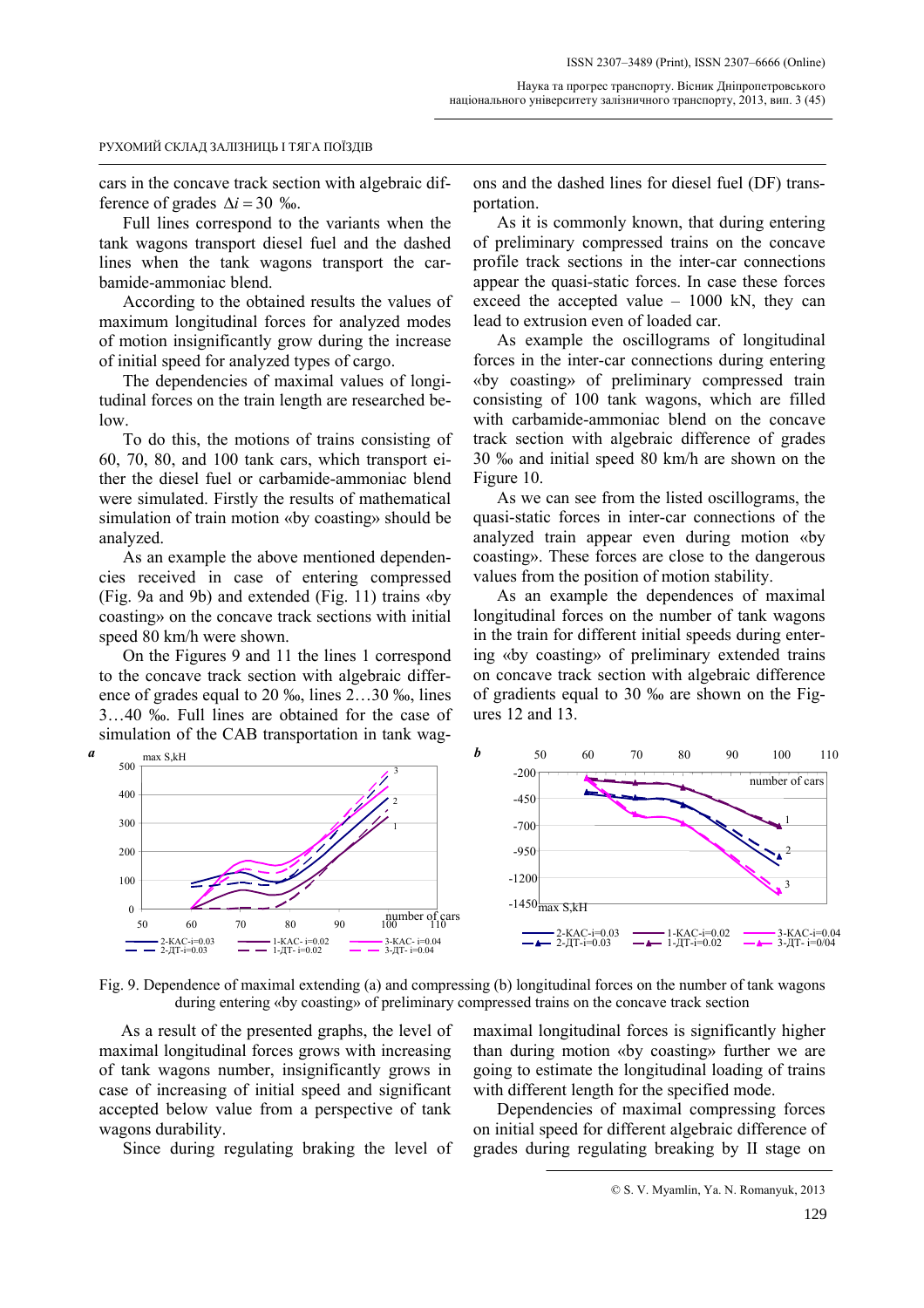cars in the concave track section with algebraic difference of grades $\Delta i = 30$ ‰.

Full lines correspond to the variants when the tank wagons transport diesel fuel and the dashed lines when the tank wagons transport the carbamide-ammoniac blend.

According to the obtained results the values of maximum longitudinal forces for analyzed modes of motion insignificantly grow during the increase of initial speed for analyzed types of cargo.

The dependencies of maximal values of longitudinal forces on the train length are researched below.

To do this, the motions of trains consisting of 60, 70, 80, and 100 tank cars, which transport either the diesel fuel or carbamide-ammoniac blend were simulated. Firstly the results of mathematical simulation of train motion «by coasting» should be analyzed.

As an example the above mentioned dependencies received in case of entering compressed (Fig. 9a and 9b) and extended (Fig. 11) trains «by coasting» on the concave track sections with initial speed 80 km/h were shown.

On the Figures 9 and 11 the lines 1 correspond to the concave track section with algebraic difference of grades equal to 20 ‰, lines 2…30 ‰, lines 3…40 ‰. Full lines are obtained for the case of simulation of the CAB transportation in tank wagons and the dashed lines for diesel fuel (DF) transportation.

As it is commonly known, that during entering of preliminary compressed trains on the concave profile track sections in the inter-car connections appear the quasi-static forces. In case these forces exceed the accepted value – 1000 kN, they can lead to extrusion even of loaded car.

As example the oscillograms of longitudinal forces in the inter-car connections during entering «by coasting» of preliminary compressed train consisting of 100 tank wagons, which are filled with carbamide-ammoniac blend on the concave track section with algebraic difference of grades 30 ‰ and initial speed 80 km/h are shown on the Figure 10.

As we can see from the listed oscillograms, the quasi-static forces in inter-car connections of the analyzed train appear even during motion «by coasting». These forces are close to the dangerous values from the position of motion stability.

As an example the dependences of maximal longitudinal forces on the number of tank wagons in the train for different initial speeds during entering «by coasting» of preliminary extended trains on concave track section with algebraic difference of gradients equal to 30 ‰ are shown on the Figures 12 and 13.

Fig. 9. Dependence of maximal extending (a) and compressing (b) longitudinal forces on the number of tank wagons during entering «by coasting» of preliminary compressed trains on the concave track section

As a result of the presented graphs, the level of maximal longitudinal forces grows with increasing of tank wagons number, insignificantly grows in case of increasing of initial speed and significant accepted below value from a perspective of tank wagons durability.

Since during regulating braking the level of maximal longitudinal forces is significantly higher than during motion «by coasting» further we are going to estimate the longitudinal loading of trains with different length for the specified mode.

Dependencies of maximal compressing forces on initial speed for different algebraic difference of grades during regulating breaking by II stage on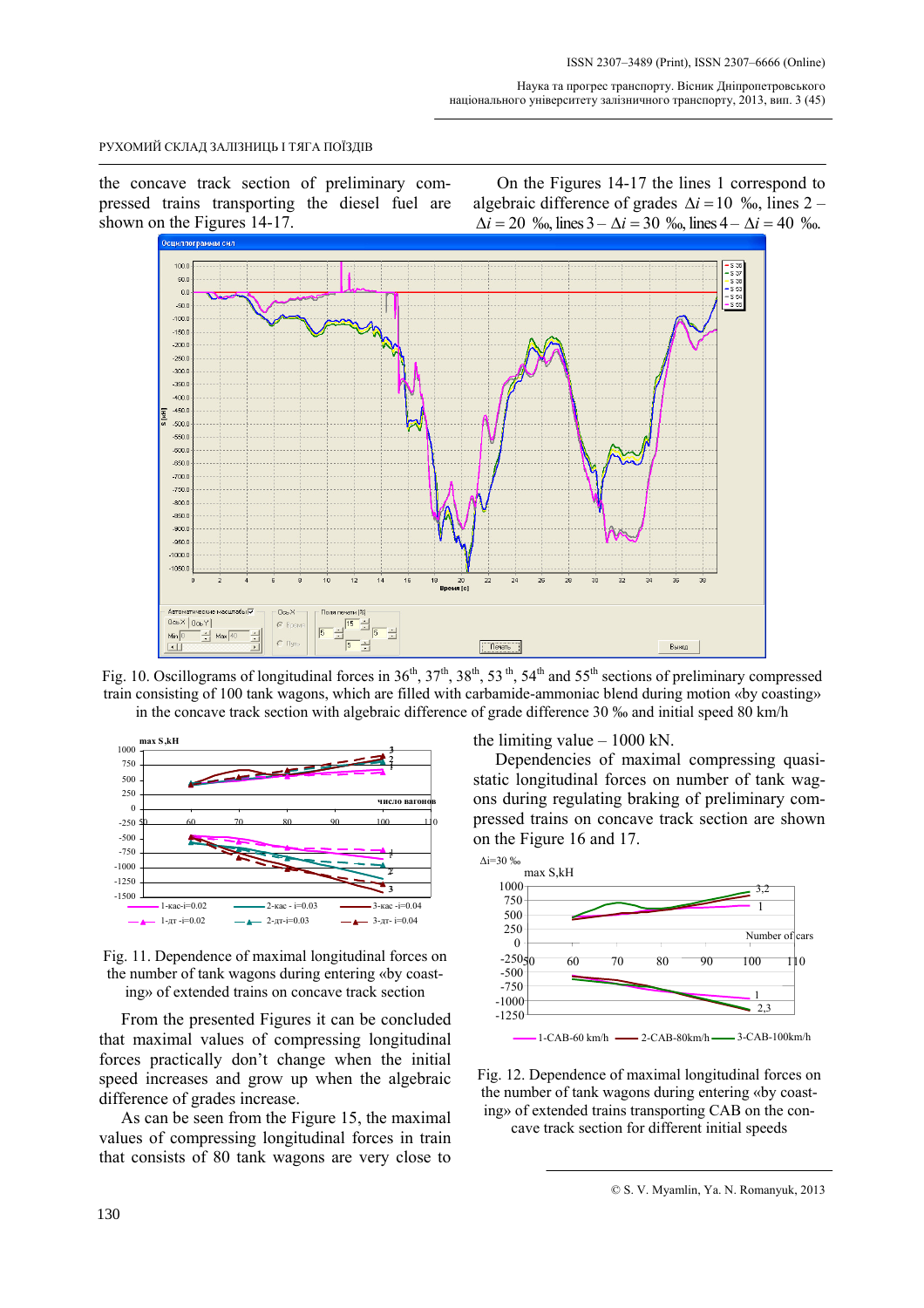the concave track section of preliminary compressed trains transporting the diesel fuel are shown on the Figures 14-17.

On the Figures 14-17 the lines 1 correspond to algebraic difference of grades $\Delta i = 10$ ‰, lines 2 – $\Delta i = 20$ ‰, lines 3 – $\Delta i = 30$ ‰, lines 4 – $\Delta i = 40$ ‰.

Fig. 10. Oscillograms of longitudinal forces in 36[th], 37[th], 38[th], 53[th], 54[th] and 55[th] sections of preliminary compressed train consisting of 100 tank wagons, which are filled with carbamide-ammoniac blend during motion «by coasting» in the concave track section with algebraic difference of grade difference 30 ‰ and initial speed 80 km/h

Fig. 11. Dependence of maximal longitudinal forces on the number of tank wagons during entering «by coasting» of extended trains on concave track section

From the presented Figures it can be concluded that maximal values of compressing longitudinal forces practically don't change when the initial speed increases and grow up when the algebraic difference of grades increase.

As can be seen from the Figure 15, the maximal values of compressing longitudinal forces in train that consists of 80 tank wagons are very close to the limiting value – 1000 kN.

Dependencies of maximal compressing quasi-static longitudinal forces on number of tank wagons during regulating braking of preliminary compressed trains on concave track section are shown on the Figure 16 and 17.

Fig. 12. Dependence of maximal longitudinal forces on the number of tank wagons during entering «by coasting» of extended trains transporting CAB on the concave track section for different initial speeds

© S. V. Myamlin, Ya. N. Romanyuk, 2013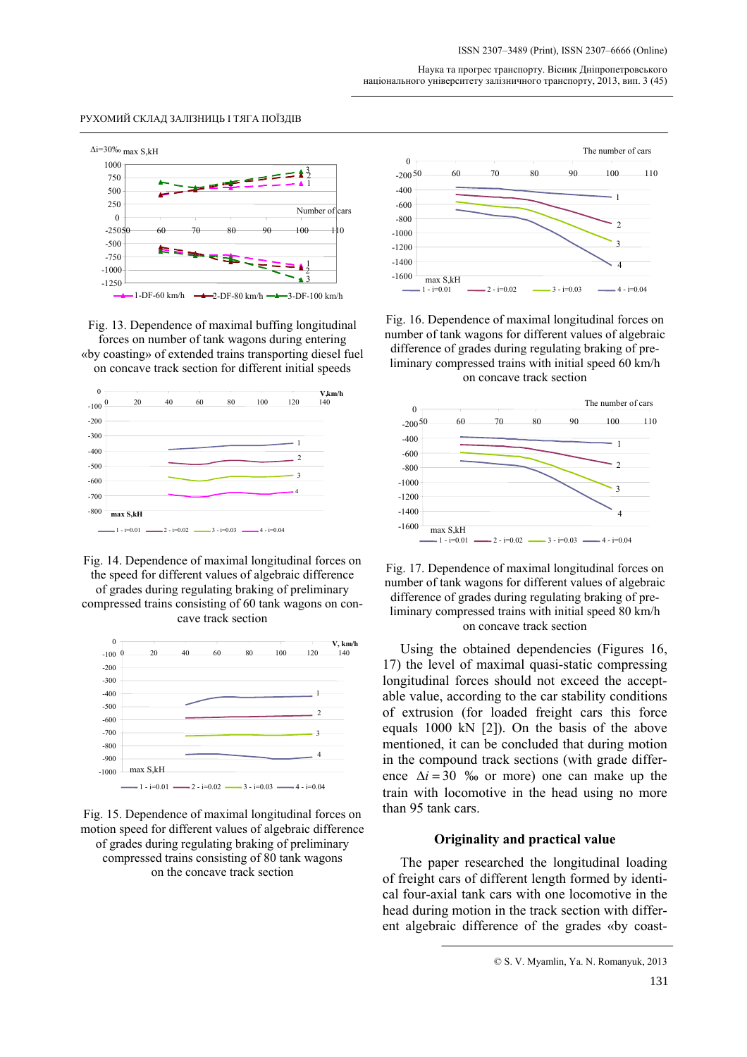Fig. 13. Dependence of maximal buffing longitudinal forces on number of tank wagons during entering «by coasting» of extended trains transporting diesel fuel on concave track section for different initial speeds

Fig. 14. Dependence of maximal longitudinal forces on the speed for different values of algebraic difference of grades during regulating braking of preliminary compressed trains consisting of 60 tank wagons on concave track section

Fig. 15. Dependence of maximal longitudinal forces on motion speed for different values of algebraic difference of grades during regulating braking of preliminary compressed trains consisting of 80 tank wagons on the concave track section

Fig. 16. Dependence of maximal longitudinal forces on number of tank wagons for different values of algebraic difference of grades during regulating braking of preliminary compressed trains with initial speed 60 km/h on concave track section

Fig. 17. Dependence of maximal longitudinal forces on number of tank wagons for different values of algebraic difference of grades during regulating braking of preliminary compressed trains with initial speed 80 km/h on concave track section

Using the obtained dependencies (Figures 16, 17) the level of maximal quasi-static compressing longitudinal forces should not exceed the acceptable value, according to the car stability conditions of extrusion (for loaded freight cars this force equals 1000 kN [2]). On the basis of the above mentioned, it can be concluded that during motion in the compound track sections (with grade difference $\Delta i = 30$ ‰ or more) one can make up the train with locomotive in the head using no more than 95 tank cars.

## Originality and practical value

The paper researched the longitudinal loading of freight cars of different length formed by identical four-axial tank cars with one locomotive in the head during motion in the track section with different algebraic difference of the grades «by coast-

© S. V. Myamlin, Ya. N. Romanyuk, 2013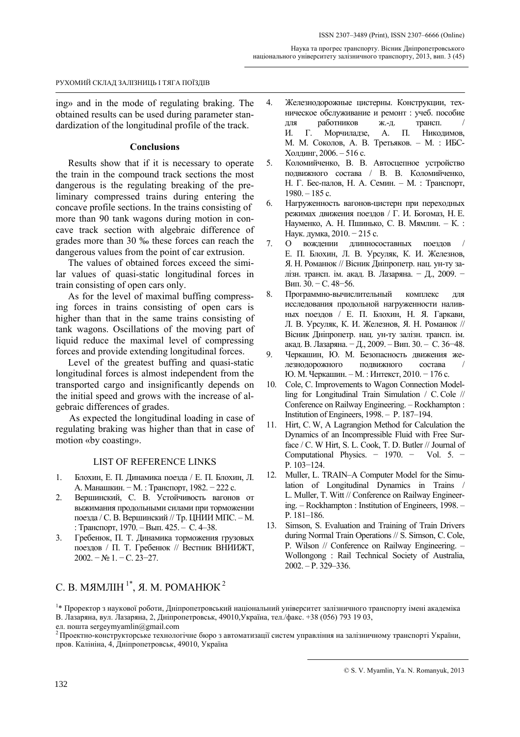ing» and in the mode of regulating braking. The obtained results can be used during parameter standardization of the longitudinal profile of the track.

## Conclusions

Results show that if it is necessary to operate the train in the compound track sections the most dangerous is the regulating breaking of the preliminary compressed trains during entering the concave profile sections. In the trains consisting of more than 90 tank wagons during motion in concave track section with algebraic difference of grades more than 30 ‰ these forces can reach the dangerous values from the point of car extrusion.

The values of obtained forces exceed the similar values of quasi-static longitudinal forces in train consisting of open cars only.

As for the level of maximal buffing compressing forces in trains consisting of open cars is higher than that in the same trains consisting of tank wagons. Oscillations of the moving part of liquid reduce the maximal level of compressing forces and provide extending longitudinal forces.

Level of the greatest buffing and quasi-static longitudinal forces is almost independent from the transported cargo and insignificantly depends on the initial speed and grows with the increase of algebraic differences of grades.

As expected the longitudinal loading in case of regulating braking was higher than that in case of motion «by coasting».

## LIST OF REFERENCE LINKS

1. Блохин, Е. П. Динамика поезда / Е. П. Блохин, Л. А. Манашкин. − М. : Транспорт, 1982. − 222 с.
2. Вершинский, С. В. Устойчивость вагонов от выжимания продольными силами при торможении поезда / С. В. Вершинский // Тр. ЦНИИ МПС. – М. : Транспорт, 1970. – Вып. 425. – С. 4–38.
3. Гребенюк, П. Т. Динамика торможения грузовых поездов / П. Т. Гребенюк // Вестник ВНИИЖТ, 2002. − № 1. − С. 23−27.
4. Железнодорожные цистерны. Конструкции, техническое обслуживание и ремонт : учеб. пособие для работников ж.-д. трансп. / И. Г. Морчиладзе, А. П. Никодимов, М. М. Соколов, А. В. Третьяков. – М. : ИБС-Холдинг, 2006. – 516 с.
5. Коломийченко, В. В. Автосцепное устройство подвижного состава / В. В. Коломийченко, Н. Г. Бес-палов, Н. А. Семин. – М. : Транспорт, 1980. – 185 с.
6. Нагруженность вагонов-цистерн при переходных режимах движения поездов / Г. И. Богомаз, Н. Е. Науменко, А. Н. Пшинько, С. В. Мямлин. – К. : Наук. думка, 2010. − 215 с.
7. О вождении длинносоставных поездов / Е. П. Блохин, Л. В. Урсуляк, К. И. Железнов, Я. Н. Романюк // Вісник Дніпропетр. нац. ун-ту залізн. трансп. ім. акад. В. Лазаряна. − Д., 2009. − Вип. 30. − С. 48−56.
8. Программно-вычислительный комплекс для исследования продольной нагруженности наливных поездов / Е. П. Блохин, Н. Я. Гаркави, Л. В. Урсуляк, К. И. Железнов, Я. Н. Романюк // Вісник Дніпропетр. нац. ун-ту залізн. трансп. ім. акад. В. Лазаряна. − Д., 2009. – Вип. 30. – С. 36−48.
9. Черкашин, Ю. М. Безопасность движения железнодорожного подвижного состава / Ю. М. Черкашин. – М. : Интекст, 2010. − 176 с.
10. Cole, C. Improvements to Wagon Connection Modelling for Longitudinal Train Simulation / C. Cole // Conference on Railway Engineering. – Rockhampton : Institution of Engineers, 1998. – P. 187–194.
11. Hirt, C. W, A Lagrangion Method for Calculation the Dynamics of an Incompressible Fluid with Free Surface / C. W Hirt, S. L. Cook, T. D. Butler // Journal of Computational Physics. − 1970. − Vol. 5. − P. 103−124.
12. Muller, L. TRAIN–A Computer Model for the Simulation of Longitudinal Dynamics in Trains / L. Muller, T. Witt // Conference on Railway Engineering. – Rockhampton : Institution of Engineers, 1998. – P. 181–186.
13. Simson, S. Evaluation and Training of Train Drivers during Normal Train Operations // S. Simson, C. Cole, P. Wilson // Conference on Railway Engineering. – Wollongong : Rail Technical Society of Australia, 2002. – P. 329–336.

## С. В. МЯМЛІН[1*], Я. М. РОМАНЮК[2]

[1]* Проректор з наукової роботи, Дніпропетровський національний університет залізничного транспорту імені академіка В. Лазаряна, вул. Лазаряна, 2, Дніпропетровськ, 49010,Україна, тел./факс. +38 (056) 793 19 03, ел. пошта sergeymyamlin@gmail.com

[2] Проектно-конструкторське технологічне бюро з автоматизації систем управління на залізничному транспорті України, пров. Калініна, 4, Дніпропетровськ, 49010, Україна

© S. V. Myamlin, Ya. N. Romanyuk, 2013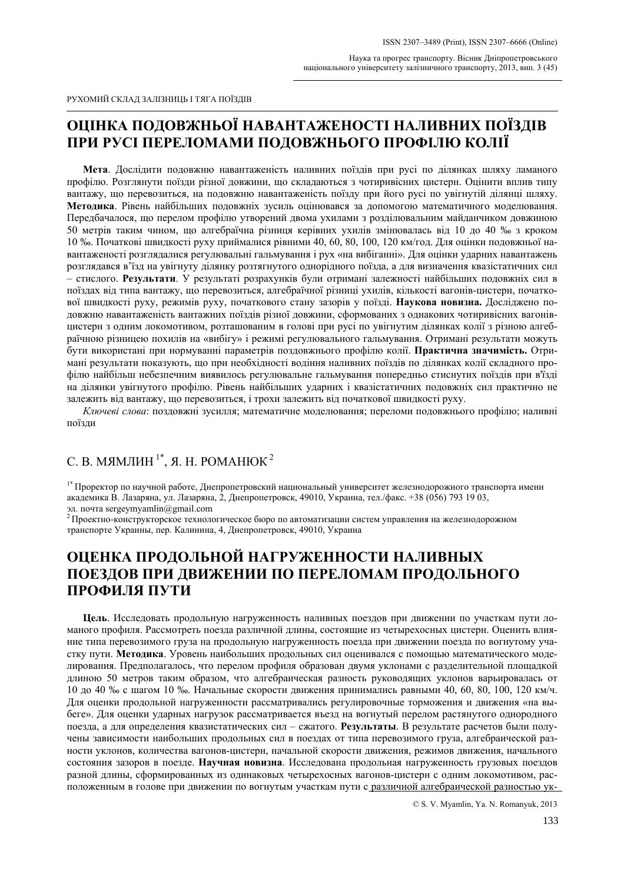РУХОМИЙ СКЛАД ЗАЛІЗНИЦЬ І ТЯГА ПОЇЗДІВ

# ОЦІНКА ПОДОВЖНЬОЇ НАВАНТАЖЕНОСТІ НАЛИВНИХ ПОЇЗДІВ ПРИ РУСІ ПЕРЕЛОМАМИ ПОДОВЖНЬОГО ПРОФІЛЮ КОЛІЇ

**Мета**. Дослідити подовжню навантаженість наливних поїздів при русі по ділянках шляху ламаного профілю. Розглянути поїзди різної довжини, що складаються з чотиривісних цистерн. Оцінити вплив типу вантажу, що перевозиться, на подовжню навантаженість поїзду при його русі по увігнутій ділянці шляху. **Методика**. Рівень найбільших подовжніх зусиль оцінювався за допомогою математичного моделювання. Передбачалося, що перелом профілю утворений двома ухилами з розділювальним майданчиком довжиною 50 метрів таким чином, що алгебраїчна різниця керівних ухилів змінювалась від 10 до 40 ‰ з кроком 10 ‰. Початкові швидкості руху приймалися рівними 40, 60, 80, 100, 120 км/год. Для оцінки подовжньої навантаженості розглядалися регулювальні гальмування і рух «на вибіганні». Для оцінки ударних навантажень розглядався в'їзд на увігнуту ділянку розтягнутого однорідного поїзда, а для визначення квазістатичних сил – стислого. **Результати**. У результаті розрахунків були отримані залежності найбільших подовжніх сил в поїздах від типа вантажу, що перевозиться, алгебраїчної різниці ухилів, кількості вагонів-цистерн, початкової швидкості руху, режимів руху, початкового стану зазорів у поїзді. **Наукова новизна.** Досліджено подовжню навантаженість вантажних поїздів різної довжини, сформованих з однакових чотиривісних вагонів-цистерн з одним локомотивом, розташованим в голові при русі по увігнутим ділянках колії з різною алгебраїчною різницею похилів на «вибігу» і режимі регулювального гальмування. Отримані результати можуть бути використані при нормуванні параметрів поздовжнього профілю колії. **Практична значимість.** Отримані результати показують, що при необхідності водіння наливних поїздів по ділянках колії складного профілю найбільш небезпечним виявилось регулювальне гальмування попередньо стиснутих поїздів при в'їзді на ділянки увігнутого профілю. Рівень найбільших ударних і квазістатичних подовжніх сил практично не залежить від вантажу, що перевозиться, і трохи залежить від початкової швидкості руху.

*Ключеві слова*: поздовжні зусилля; математичне моделювання; переломи подовжнього профілю; наливні поїзди

## С. В. МЯМЛИН [1*], Я. Н. РОМАНЮК [2]

[1*] Проректор по научной работе, Днепропетровский национальный университет железнодорожного транспорта имени академика В. Лазаряна, ул. Лазаряна, 2, Днепропетровск, 49010, Украина, тел./факс. +38 (056) 793 19 03, эл. почта sergeymyamlin@gmail.com

[2] Проектно-конструкторское технологическое бюро по автоматизации систем управления на железнодорожном транспорте Украины, пер. Калинина, 4, Днепропетровск, 49010, Украина

# ОЦЕНКА ПРОДОЛЬНОЙ НАГРУЖЕННОСТИ НАЛИВНЫХ ПОЕЗДОВ ПРИ ДВИЖЕНИИ ПО ПЕРЕЛОМАМ ПРОДОЛЬНОГО ПРОФИЛЯ ПУТИ

**Цель**. Исследовать продольную нагруженность наливных поездов при движении по участкам пути ломаного профиля. Рассмотреть поезда различной длины, состоящие из четырехосных цистерн. Оценить влияние типа перевозимого груза на продольную нагруженность поезда при движении поезда по вогнутому участку пути. **Методика**. Уровень наибольших продольных сил оценивался с помощью математического моделирования. Предполагалось, что перелом профиля образован двумя уклонами с разделительной площадкой длиною 50 метров таким образом, что алгебраическая разность руководящих уклонов варьировалась от 10 до 40 ‰ с шагом 10 ‰. Начальные скорости движения принимались равными 40, 60, 80, 100, 120 км/ч. Для оценки продольной нагруженности рассматривались регулировочные торможения и движения «на выбеге». Для оценки ударных нагрузок рассматривается въезд на вогнутый перелом растянутого однородного поезда, а для определения квазистатических сил – сжатого. **Результаты**. В результате расчетов были получены зависимости наибольших продольных сил в поездах от типа перевозимого груза, алгебраической разности уклонов, количества вагонов-цистерн, начальной скорости движения, режимов движения, начального состояния зазоров в поезде. **Научная новизна**. Исследована продольная нагруженность грузовых поездов разной длины, сформированных из одинаковых четырехосных вагонов-цистерн с одним локомотивом, расположенным в голове при движении по вогнутым участкам пути с различной алгебраической разностью ук-

© S. V. Myamlin, Ya. N. Romanyuk, 2013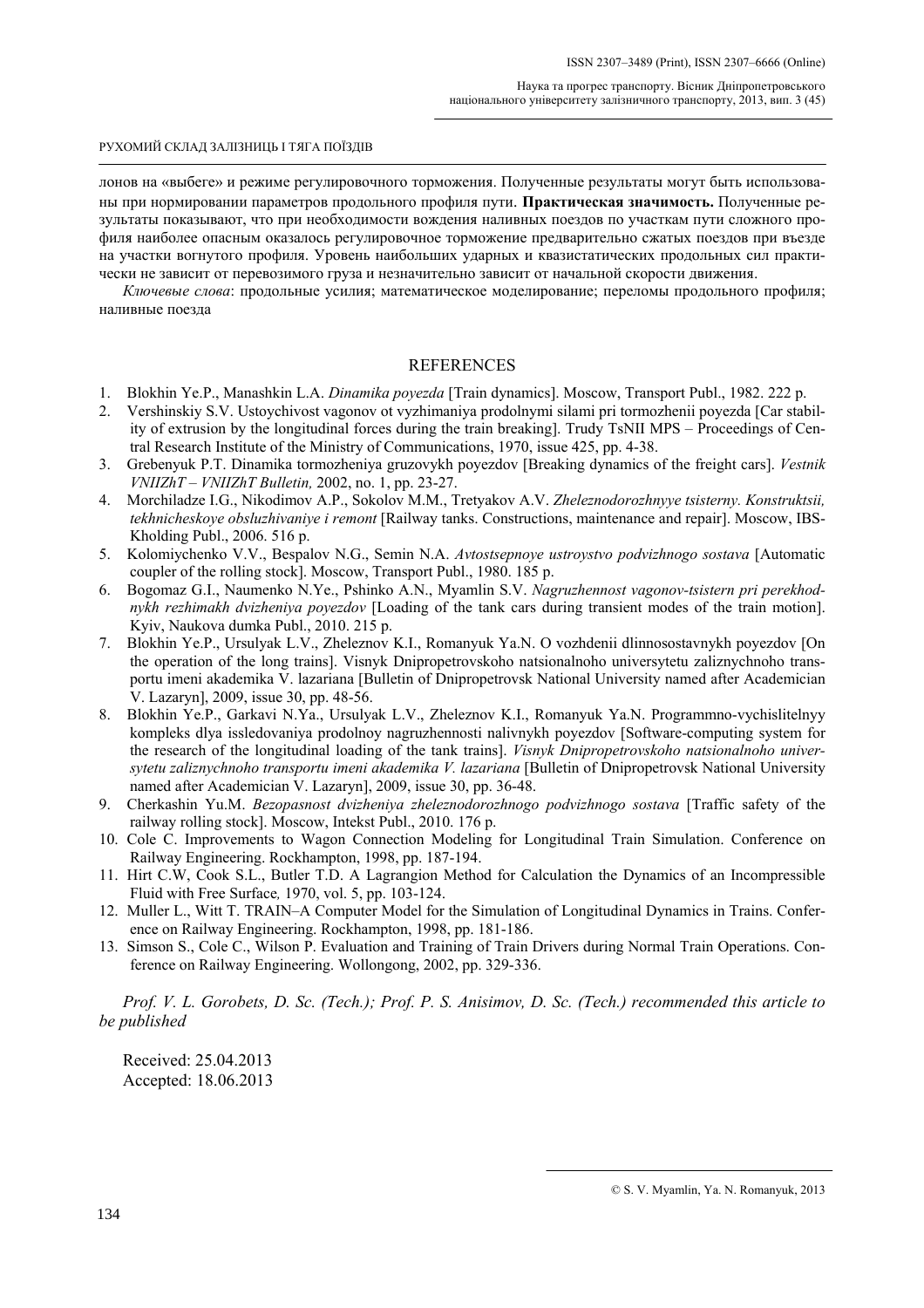лонов на «выбеге» и режиме регулировочного торможения. Полученные результаты могут быть использованы при нормировании параметров продольного профиля пути. **Практическая значимость.** Полученные результаты показывают, что при необходимости вождения наливных поездов по участкам пути сложного профиля наиболее опасным оказалось регулировочное торможение предварительно сжатых поездов при въезде на участки вогнутого профиля. Уровень наибольших ударных и квазистатических продольных сил практически не зависит от перевозимого груза и незначительно зависит от начальной скорости движения.

*Ключевые слова*: продольные усилия; математическое моделирование; переломы продольного профиля; наливные поезда

## REFERENCES

1. Blokhin Ye.P., Manashkin L.A. *Dinamika poyezda* [Train dynamics]. Moscow, Transport Publ., 1982. 222 p.
2. Vershinskiy S.V. Ustoychivost vagonov ot vyzhimaniya prodolnymi silami pri tormozhenii poyezda [Car stability of extrusion by the longitudinal forces during the train breaking]. Trudy TsNII MPS – Proceedings of Central Research Institute of the Ministry of Communications, 1970, issue 425, pp. 4-38.
3. Grebenyuk P.T. Dinamika tormozheniya gruzovykh poyezdov [Breaking dynamics of the freight cars]. *Vestnik VNIIZhT – VNIIZhT Bulletin,* 2002, no. 1, pp. 23-27.
4. Morchiladze I.G., Nikodimov A.P., Sokolov M.M., Tretyakov A.V. *Zheleznodorozhnyye tsisterny. Konstruktsii, tekhnicheskoye obsluzhivaniye i remont* [Railway tanks. Constructions, maintenance and repair]. Moscow, IBS-Kholding Publ., 2006. 516 p.
5. Kolomiychenko V.V., Bespalov N.G., Semin N.A. *Avtostsepnoye ustroystvo podvizhnogo sostava* [Automatic coupler of the rolling stock]. Moscow, Transport Publ., 1980. 185 p.
6. Bogomaz G.I., Naumenko N.Ye., Pshinko A.N., Myamlin S.V. *Nagruzhennost vagonov-tsistern pri perekhodnykh rezhimakh dvizheniya poyezdov* [Loading of the tank cars during transient modes of the train motion]. Kyiv, Naukova dumka Publ., 2010. 215 p.
7. Blokhin Ye.P., Ursulyak L.V., Zheleznov K.I., Romanyuk Ya.N. O vozhdenii dlinnosostavnykh poyezdov [On the operation of the long trains]. Visnyk Dnipropetrovskoho natsionalnoho universytetu zaliznychnoho transportu imeni akademika V. lazariana [Bulletin of Dnipropetrovsk National University named after Academician V. Lazaryn], 2009, issue 30, pp. 48-56.
8. Blokhin Ye.P., Garkavi N.Ya., Ursulyak L.V., Zheleznov K.I., Romanyuk Ya.N. Programmno-vychislitelnyy kompleks dlya issledovaniya prodolnoy nagruzhennosti nalivnykh poyezdov [Software-computing system for the research of the longitudinal loading of the tank trains]. *Visnyk Dnipropetrovskoho natsionalnoho universytetu zaliznychnoho transportu imeni akademika V. lazariana* [Bulletin of Dnipropetrovsk National University named after Academician V. Lazaryn], 2009, issue 30, pp. 36-48.
9. Cherkashin Yu.M. *Bezopasnost dvizheniya zheleznodorozhnogo podvizhnogo sostava* [Traffic safety of the railway rolling stock]. Moscow, Intekst Publ., 2010. 176 p.
10. Cole C. Improvements to Wagon Connection Modeling for Longitudinal Train Simulation. Conference on Railway Engineering. Rockhampton, 1998, pp. 187-194.
11. Hirt C.W, Cook S.L., Butler T.D. A Lagrangion Method for Calculation the Dynamics of an Incompressible Fluid with Free Surface*,* 1970, vol. 5, pp. 103-124.
12. Muller L., Witt T. TRAIN–A Computer Model for the Simulation of Longitudinal Dynamics in Trains. Conference on Railway Engineering. Rockhampton, 1998, pp. 181-186.
13. Simson S., Cole C., Wilson P. Evaluation and Training of Train Drivers during Normal Train Operations. Conference on Railway Engineering. Wollongong, 2002, pp. 329-336.

*Prof. V. L. Gorobets, D. Sc. (Tech.); Prof. P. S. Anisimov, D. Sc. (Tech.) recommended this article to be published*

Received: 25.04.2013
Accepted: 18.06.2013

© S. V. Myamlin, Ya. N. Romanyuk, 2013